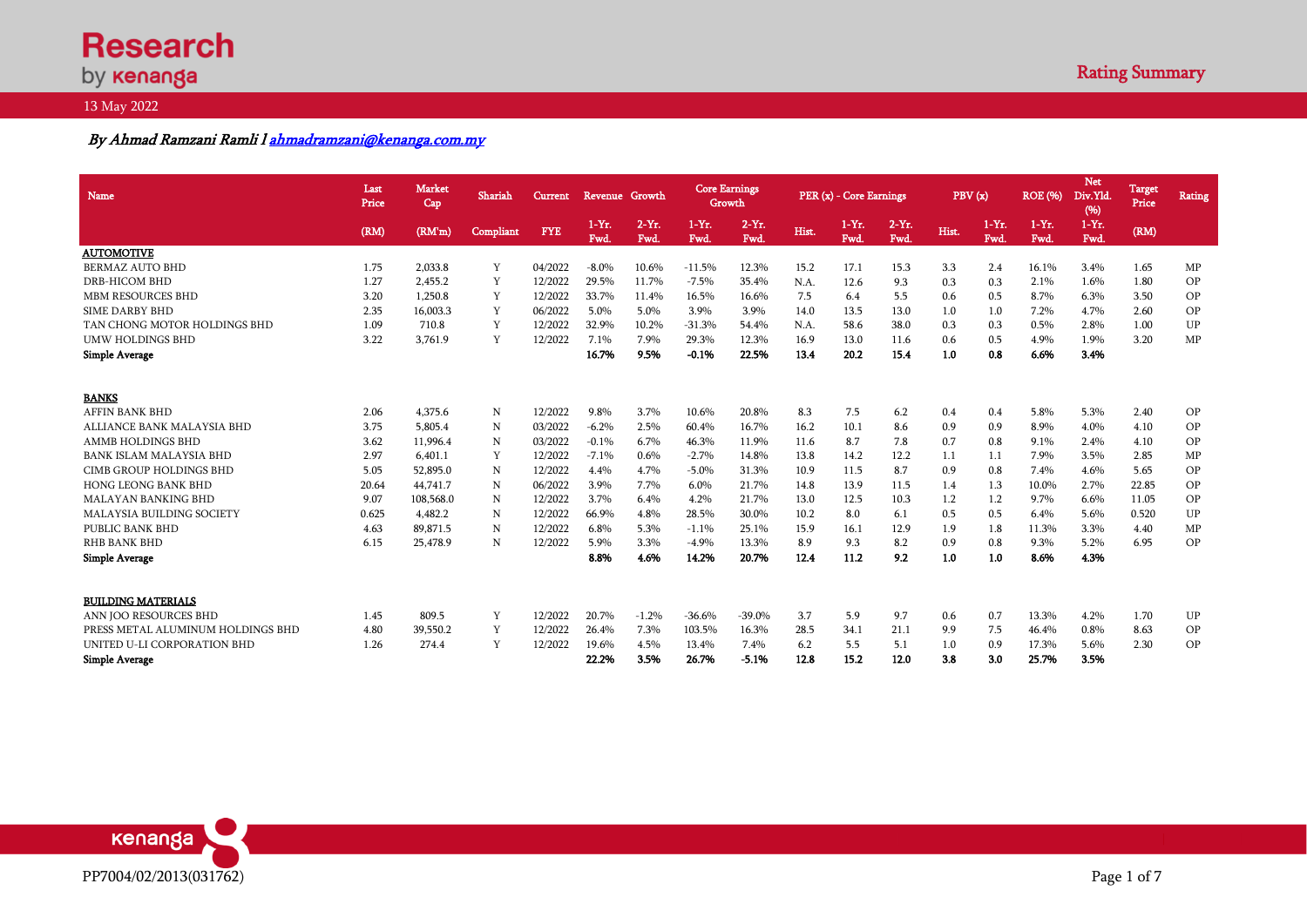Research by kenanga

Rating Summary

13 May 2022

*By Ahmad Ramzani Ramli l ahmadramzani@kenanga.com.my*

| Name | Last Price | Market Cap | Shariah | Current | Revenue Growth | | Core Earnings Growth | | PER (x) - Core Earnings | | | PBV (x) | | ROE (%) | Net Div.Yld. (%) | Target Price | Rating |
|---|---|---|---|---|---|---|---|---|---|---|---|---|---|---|---|---|---|
| | (RM) | (RM'm) | Compliant | FYE | 1-Yr. Fwd. | 2-Yr. Fwd. | 1-Yr. Fwd. | 2-Yr. Fwd. | Hist. | 1-Yr. Fwd. | 2-Yr. Fwd. | Hist. | 1-Yr. Fwd. | 1-Yr. Fwd. | 1-Yr. Fwd. | (RM) | |
| **AUTOMOTIVE** | | | | | | | | | | | | | | | | | |
| BERMAZ AUTO BHD | 1.75 | 2,033.8 | Y | 04/2022 | -8.0% | 10.6% | -11.5% | 12.3% | 15.2 | 17.1 | 15.3 | 3.3 | 2.4 | 16.1% | 3.4% | 1.65 | MP |
| DRB-HICOM BHD | 1.27 | 2,455.2 | Y | 12/2022 | 29.5% | 11.7% | -7.5% | 35.4% | N.A. | 12.6 | 9.3 | 0.3 | 0.3 | 2.1% | 1.6% | 1.80 | OP |
| MBM RESOURCES BHD | 3.20 | 1,250.8 | Y | 12/2022 | 33.7% | 11.4% | 16.5% | 16.6% | 7.5 | 6.4 | 5.5 | 0.6 | 0.5 | 8.7% | 6.3% | 3.50 | OP |
| SIME DARBY BHD | 2.35 | 16,003.3 | Y | 06/2022 | 5.0% | 5.0% | 3.9% | 3.9% | 14.0 | 13.5 | 13.0 | 1.0 | 1.0 | 7.2% | 4.7% | 2.60 | OP |
| TAN CHONG MOTOR HOLDINGS BHD | 1.09 | 710.8 | Y | 12/2022 | 32.9% | 10.2% | -31.3% | 54.4% | N.A. | 58.6 | 38.0 | 0.3 | 0.3 | 0.5% | 2.8% | 1.00 | UP |
| UMW HOLDINGS BHD | 3.22 | 3,761.9 | Y | 12/2022 | 7.1% | 7.9% | 29.3% | 12.3% | 16.9 | 13.0 | 11.6 | 0.6 | 0.5 | 4.9% | 1.9% | 3.20 | MP |
| **Simple Average** | | | | | **16.7%** | **9.5%** | **-0.1%** | **22.5%** | **13.4** | **20.2** | **15.4** | **1.0** | **0.8** | **6.6%** | **3.4%** | | |
| **BANKS** | | | | | | | | | | | | | | | | | |
| AFFIN BANK BHD | 2.06 | 4,375.6 | N | 12/2022 | 9.8% | 3.7% | 10.6% | 20.8% | 8.3 | 7.5 | 6.2 | 0.4 | 0.4 | 5.8% | 5.3% | 2.40 | OP |
| ALLIANCE BANK MALAYSIA BHD | 3.75 | 5,805.4 | N | 03/2022 | -6.2% | 2.5% | 60.4% | 16.7% | 16.2 | 10.1 | 8.6 | 0.9 | 0.9 | 8.9% | 4.0% | 4.10 | OP |
| AMMB HOLDINGS BHD | 3.62 | 11,996.4 | N | 03/2022 | -0.1% | 6.7% | 46.3% | 11.9% | 11.6 | 8.7 | 7.8 | 0.7 | 0.8 | 9.1% | 2.4% | 4.10 | OP |
| BANK ISLAM MALAYSIA BHD | 2.97 | 6,401.1 | Y | 12/2022 | -7.1% | 0.6% | -2.7% | 14.8% | 13.8 | 14.2 | 12.2 | 1.1 | 1.1 | 7.9% | 3.5% | 2.85 | MP |
| CIMB GROUP HOLDINGS BHD | 5.05 | 52,895.0 | N | 12/2022 | 4.4% | 4.7% | -5.0% | 31.3% | 10.9 | 11.5 | 8.7 | 0.9 | 0.8 | 7.4% | 4.6% | 5.65 | OP |
| HONG LEONG BANK BHD | 20.64 | 44,741.7 | N | 06/2022 | 3.9% | 7.7% | 6.0% | 21.7% | 14.8 | 13.9 | 11.5 | 1.4 | 1.3 | 10.0% | 2.7% | 22.85 | OP |
| MALAYAN BANKING BHD | 9.07 | 108,568.0 | N | 12/2022 | 3.7% | 6.4% | 4.2% | 21.7% | 13.0 | 12.5 | 10.3 | 1.2 | 1.2 | 9.7% | 6.6% | 11.05 | OP |
| MALAYSIA BUILDING SOCIETY | 0.625 | 4,482.2 | N | 12/2022 | 66.9% | 4.8% | 28.5% | 30.0% | 10.2 | 8.0 | 6.1 | 0.5 | 0.5 | 6.4% | 5.6% | 0.520 | UP |
| PUBLIC BANK BHD | 4.63 | 89,871.5 | N | 12/2022 | 6.8% | 5.3% | -1.1% | 25.1% | 15.9 | 16.1 | 12.9 | 1.9 | 1.8 | 11.3% | 3.3% | 4.40 | MP |
| RHB BANK BHD | 6.15 | 25,478.9 | N | 12/2022 | 5.9% | 3.3% | -4.9% | 13.3% | 8.9 | 9.3 | 8.2 | 0.9 | 0.8 | 9.3% | 5.2% | 6.95 | OP |
| **Simple Average** | | | | | **8.8%** | **4.6%** | **14.2%** | **20.7%** | **12.4** | **11.2** | **9.2** | **1.0** | **1.0** | **8.6%** | **4.3%** | | |
| **BUILDING MATERIALS** | | | | | | | | | | | | | | | | | |
| ANN JOO RESOURCES BHD | 1.45 | 809.5 | Y | 12/2022 | 20.7% | -1.2% | -36.6% | -39.0% | 3.7 | 5.9 | 9.7 | 0.6 | 0.7 | 13.3% | 4.2% | 1.70 | UP |
| PRESS METAL ALUMINUM HOLDINGS BHD | 4.80 | 39,550.2 | Y | 12/2022 | 26.4% | 7.3% | 103.5% | 16.3% | 28.5 | 34.1 | 21.1 | 9.9 | 7.5 | 46.4% | 0.8% | 8.63 | OP |
| UNITED U-LI CORPORATION BHD | 1.26 | 274.4 | Y | 12/2022 | 19.6% | 4.5% | 13.4% | 7.4% | 6.2 | 5.5 | 5.1 | 1.0 | 0.9 | 17.3% | 5.6% | 2.30 | OP |
| **Simple Average** | | | | | **22.2%** | **3.5%** | **26.7%** | **-5.1%** | **12.8** | **15.2** | **12.0** | **3.8** | **3.0** | **25.7%** | **3.5%** | | |

PP7004/02/2013(031762)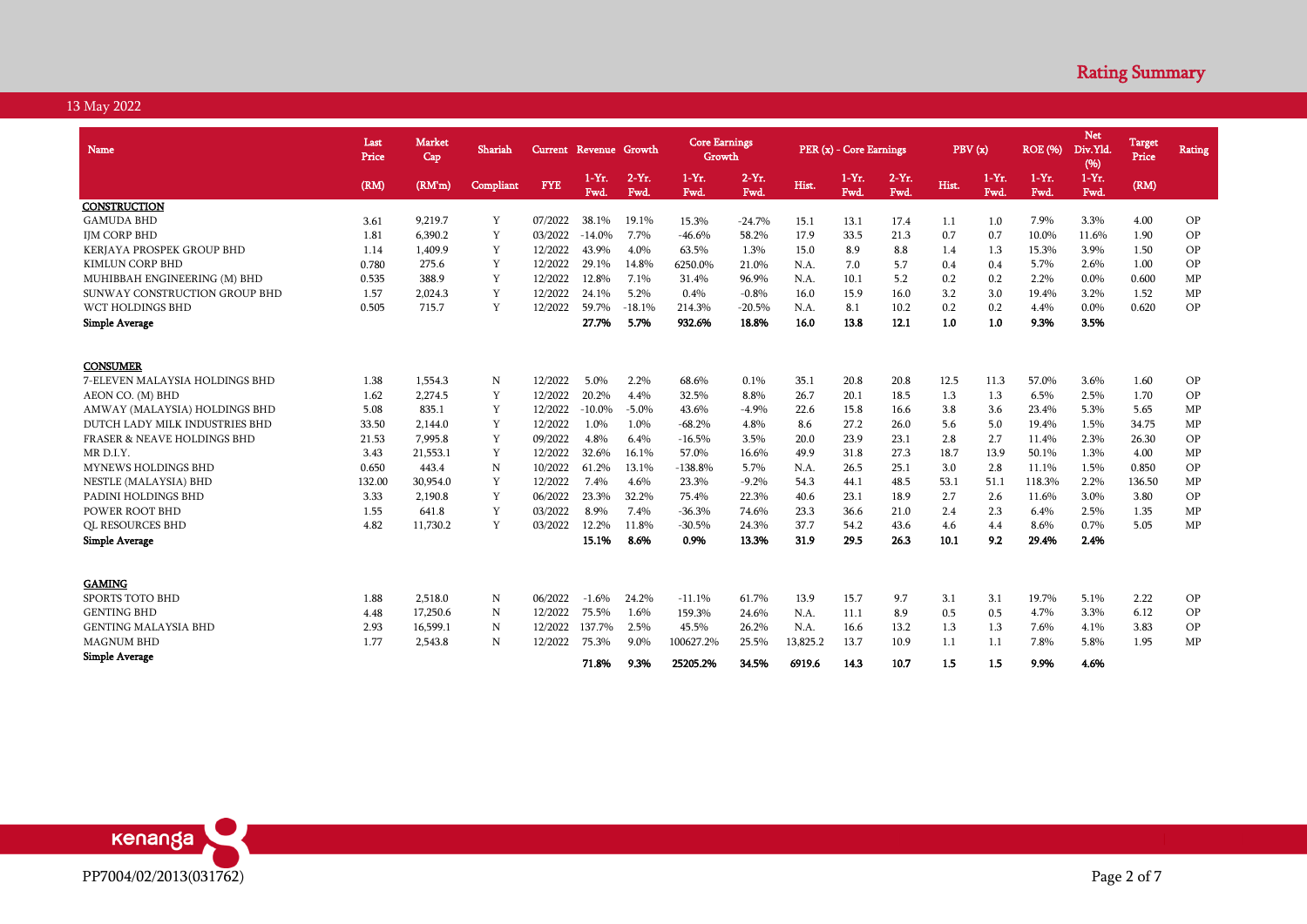# Rating Summary

13 May 2022

| Name | Last Price | Market Cap | Shariah | Current | Revenue Growth | | Core Earnings Growth | | PER (x) - Core Earnings | | | PBV (x) | | ROE (%) | Net Div.Yld. (%) | Target Price | Rating |
|---|---|---|---|---|---|---|---|---|---|---|---|---|---|---|---|---|---|
| | (RM) | (RM'm) | Compliant | FYE | 1-Yr. Fwd. | 2-Yr. Fwd. | 1-Yr. Fwd. | 2-Yr. Fwd. | Hist. | 1-Yr. Fwd. | 2-Yr. Fwd. | Hist. | 1-Yr. Fwd. | 1-Yr. Fwd. | 1-Yr. Fwd. | (RM) | |
| **CONSTRUCTION** | | | | | | | | | | | | | | | | | |
| GAMUDA BHD | 3.61 | 9,219.7 | Y | 07/2022 | 38.1% | 19.1% | 15.3% | -24.7% | 15.1 | 13.1 | 17.4 | 1.1 | 1.0 | 7.9% | 3.3% | 4.00 | OP |
| IJM CORP BHD | 1.81 | 6,390.2 | Y | 03/2022 | -14.0% | 7.7% | -46.6% | 58.2% | 17.9 | 33.5 | 21.3 | 0.7 | 0.7 | 10.0% | 11.6% | 1.90 | OP |
| KERJAYA PROSPEK GROUP BHD | 1.14 | 1,409.9 | Y | 12/2022 | 43.9% | 4.0% | 63.5% | 1.3% | 15.0 | 8.9 | 8.8 | 1.4 | 1.3 | 15.3% | 3.9% | 1.50 | OP |
| KIMLUN CORP BHD | 0.780 | 275.6 | Y | 12/2022 | 29.1% | 14.8% | 6250.0% | 21.0% | N.A. | 7.0 | 5.7 | 0.4 | 0.4 | 5.7% | 2.6% | 1.00 | OP |
| MUHIBBAH ENGINEERING (M) BHD | 0.535 | 388.9 | Y | 12/2022 | 12.8% | 7.1% | 31.4% | 96.9% | N.A. | 10.1 | 5.2 | 0.2 | 0.2 | 2.2% | 0.0% | 0.600 | MP |
| SUNWAY CONSTRUCTION GROUP BHD | 1.57 | 2,024.3 | Y | 12/2022 | 24.1% | 5.2% | 0.4% | -0.8% | 16.0 | 15.9 | 16.0 | 3.2 | 3.0 | 19.4% | 3.2% | 1.52 | MP |
| WCT HOLDINGS BHD | 0.505 | 715.7 | Y | 12/2022 | 59.7% | -18.1% | 214.3% | -20.5% | N.A. | 8.1 | 10.2 | 0.2 | 0.2 | 4.4% | 0.0% | 0.620 | OP |
| **Simple Average** | | | | | **27.7%** | **5.7%** | **932.6%** | **18.8%** | **16.0** | **13.8** | **12.1** | **1.0** | **1.0** | **9.3%** | **3.5%** | | |
| **CONSUMER** | | | | | | | | | | | | | | | | | |
| 7-ELEVEN MALAYSIA HOLDINGS BHD | 1.38 | 1,554.3 | N | 12/2022 | 5.0% | 2.2% | 68.6% | 0.1% | 35.1 | 20.8 | 20.8 | 12.5 | 11.3 | 57.0% | 3.6% | 1.60 | OP |
| AEON CO. (M) BHD | 1.62 | 2,274.5 | Y | 12/2022 | 20.2% | 4.4% | 32.5% | 8.8% | 26.7 | 20.1 | 18.5 | 1.3 | 1.3 | 6.5% | 2.5% | 1.70 | OP |
| AMWAY (MALAYSIA) HOLDINGS BHD | 5.08 | 835.1 | Y | 12/2022 | -10.0% | -5.0% | 43.6% | -4.9% | 22.6 | 15.8 | 16.6 | 3.8 | 3.6 | 23.4% | 5.3% | 5.65 | MP |
| DUTCH LADY MILK INDUSTRIES BHD | 33.50 | 2,144.0 | Y | 12/2022 | 1.0% | 1.0% | -68.2% | 4.8% | 8.6 | 27.2 | 26.0 | 5.6 | 5.0 | 19.4% | 1.5% | 34.75 | MP |
| FRASER & NEAVE HOLDINGS BHD | 21.53 | 7,995.8 | Y | 09/2022 | 4.8% | 6.4% | -16.5% | 3.5% | 20.0 | 23.9 | 23.1 | 2.8 | 2.7 | 11.4% | 2.3% | 26.30 | OP |
| MR D.I.Y. | 3.43 | 21,553.1 | Y | 12/2022 | 32.6% | 16.1% | 57.0% | 16.6% | 49.9 | 31.8 | 27.3 | 18.7 | 13.9 | 50.1% | 1.3% | 4.00 | MP |
| MYNEWS HOLDINGS BHD | 0.650 | 443.4 | N | 10/2022 | 61.2% | 13.1% | -138.8% | 5.7% | N.A. | 26.5 | 25.1 | 3.0 | 2.8 | 11.1% | 1.5% | 0.850 | OP |
| NESTLE (MALAYSIA) BHD | 132.00 | 30,954.0 | Y | 12/2022 | 7.4% | 4.6% | 23.3% | -9.2% | 54.3 | 44.1 | 48.5 | 53.1 | 51.1 | 118.3% | 2.2% | 136.50 | MP |
| PADINI HOLDINGS BHD | 3.33 | 2,190.8 | Y | 06/2022 | 23.3% | 32.2% | 75.4% | 22.3% | 40.6 | 23.1 | 18.9 | 2.7 | 2.6 | 11.6% | 3.0% | 3.80 | OP |
| POWER ROOT BHD | 1.55 | 641.8 | Y | 03/2022 | 8.9% | 7.4% | -36.3% | 74.6% | 23.3 | 36.6 | 21.0 | 2.4 | 2.3 | 6.4% | 2.5% | 1.35 | MP |
| QL RESOURCES BHD | 4.82 | 11,730.2 | Y | 03/2022 | 12.2% | 11.8% | -30.5% | 24.3% | 37.7 | 54.2 | 43.6 | 4.6 | 4.4 | 8.6% | 0.7% | 5.05 | MP |
| **Simple Average** | | | | | **15.1%** | **8.6%** | **0.9%** | **13.3%** | **31.9** | **29.5** | **26.3** | **10.1** | **9.2** | **29.4%** | **2.4%** | | |
| **GAMING** | | | | | | | | | | | | | | | | | |
| SPORTS TOTO BHD | 1.88 | 2,518.0 | N | 06/2022 | -1.6% | 24.2% | -11.1% | 61.7% | 13.9 | 15.7 | 9.7 | 3.1 | 3.1 | 19.7% | 5.1% | 2.22 | OP |
| GENTING BHD | 4.48 | 17,250.6 | N | 12/2022 | 75.5% | 1.6% | 159.3% | 24.6% | N.A. | 11.1 | 8.9 | 0.5 | 0.5 | 4.7% | 3.3% | 6.12 | OP |
| GENTING MALAYSIA BHD | 2.93 | 16,599.1 | N | 12/2022 | 137.7% | 2.5% | 45.5% | 26.2% | N.A. | 16.6 | 13.2 | 1.3 | 1.3 | 7.6% | 4.1% | 3.83 | OP |
| MAGNUM BHD | 1.77 | 2,543.8 | N | 12/2022 | 75.3% | 9.0% | 100627.2% | 25.5% | 13,825.2 | 13.7 | 10.9 | 1.1 | 1.1 | 7.8% | 5.8% | 1.95 | MP |
| **Simple Average** | | | | | **71.8%** | **9.3%** | **25205.2%** | **34.5%** | **6919.6** | **14.3** | **10.7** | **1.5** | **1.5** | **9.9%** | **4.6%** | | |

PP7004/02/2013(031762)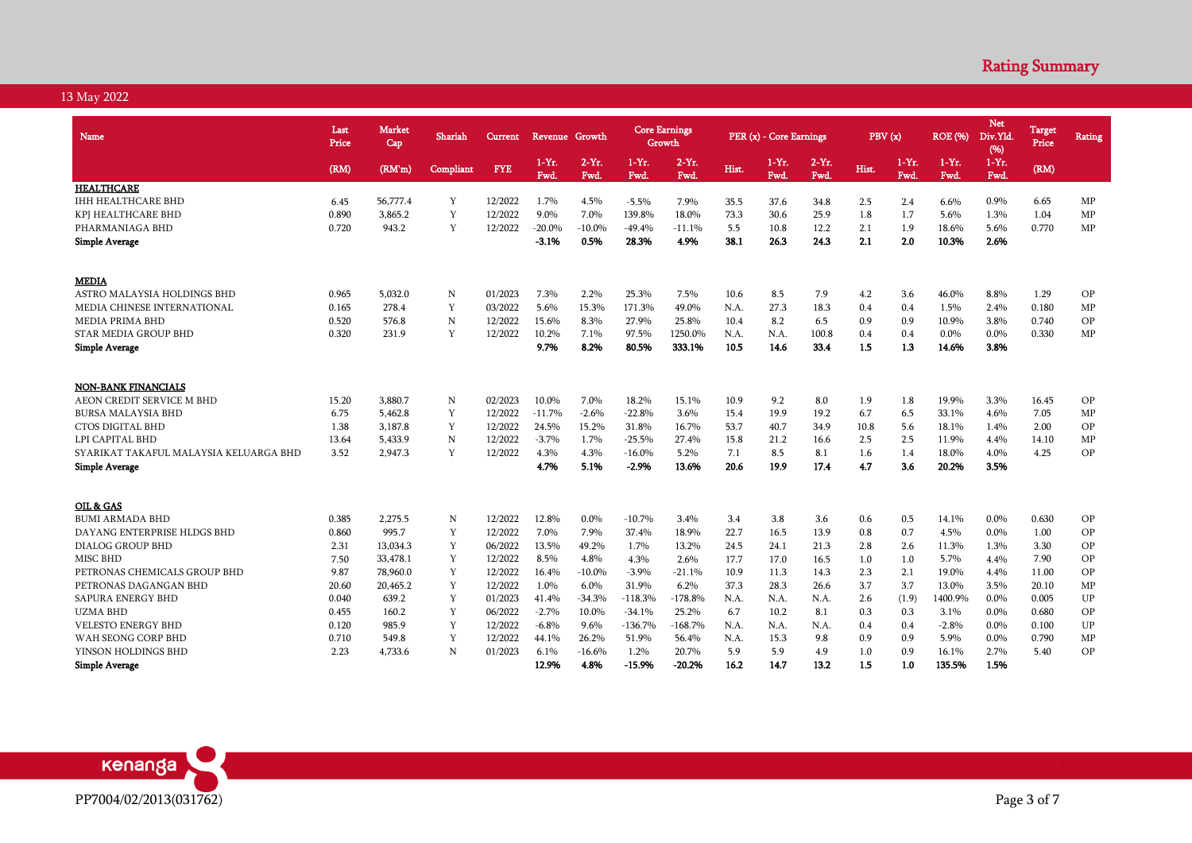## Rating Summary

13 May 2022

| Name | Last Price | Market Cap | Shariah | Current | Revenue Growth | | Core Earnings Growth | | PER (x) - Core Earnings | | | PBV (x) | | ROE (%) | Net Div.Yld. (%) | Target Price | Rating |
|---|---|---|---|---|---|---|---|---|---|---|---|---|---|---|---|---|---|
| | (RM) | (RM'm) | Compliant | FYE | 1-Yr. Fwd. | 2-Yr. Fwd. | 1-Yr. Fwd. | 2-Yr. Fwd. | Hist. | 1-Yr. Fwd. | 2-Yr. Fwd. | Hist. | 1-Yr. Fwd. | 1-Yr. Fwd. | 1-Yr. Fwd. | (RM) | |
| **HEALTHCARE** | | | | | | | | | | | | | | | | | |
| IHH HEALTHCARE BHD | 6.45 | 56,777.4 | Y | 12/2022 | 1.7% | 4.5% | -5.5% | 7.9% | 35.5 | 37.6 | 34.8 | 2.5 | 2.4 | 6.6% | 0.9% | 6.65 | MP |
| KPJ HEALTHCARE BHD | 0.890 | 3,865.2 | Y | 12/2022 | 9.0% | 7.0% | 139.8% | 18.0% | 73.3 | 30.6 | 25.9 | 1.8 | 1.7 | 5.6% | 1.3% | 1.04 | MP |
| PHARMANIAGA BHD | 0.720 | 943.2 | Y | 12/2022 | -20.0% | -10.0% | -49.4% | -11.1% | 5.5 | 10.8 | 12.2 | 2.1 | 1.9 | 18.6% | 5.6% | 0.770 | MP |
| **Simple Average** | | | | | **-3.1%** | **0.5%** | **28.3%** | **4.9%** | **38.1** | **26.3** | **24.3** | **2.1** | **2.0** | **10.3%** | **2.6%** | | |
| **MEDIA** | | | | | | | | | | | | | | | | | |
| ASTRO MALAYSIA HOLDINGS BHD | 0.965 | 5,032.0 | N | 01/2023 | 7.3% | 2.2% | 25.3% | 7.5% | 10.6 | 8.5 | 7.9 | 4.2 | 3.6 | 46.0% | 8.8% | 1.29 | OP |
| MEDIA CHINESE INTERNATIONAL | 0.165 | 278.4 | Y | 03/2022 | 5.6% | 15.3% | 171.3% | 49.0% | N.A. | 27.3 | 18.3 | 0.4 | 0.4 | 1.5% | 2.4% | 0.180 | MP |
| MEDIA PRIMA BHD | 0.520 | 576.8 | N | 12/2022 | 15.6% | 8.3% | 27.9% | 25.8% | 10.4 | 8.2 | 6.5 | 0.9 | 0.9 | 10.9% | 3.8% | 0.740 | OP |
| STAR MEDIA GROUP BHD | 0.320 | 231.9 | Y | 12/2022 | 10.2% | 7.1% | 97.5% | 1250.0% | N.A. | N.A. | 100.8 | 0.4 | 0.4 | 0.0% | 0.0% | 0.330 | MP |
| **Simple Average** | | | | | **9.7%** | **8.2%** | **80.5%** | **333.1%** | **10.5** | **14.6** | **33.4** | **1.5** | **1.3** | **14.6%** | **3.8%** | | |
| **NON-BANK FINANCIALS** | | | | | | | | | | | | | | | | | |
| AEON CREDIT SERVICE M BHD | 15.20 | 3,880.7 | N | 02/2023 | 10.0% | 7.0% | 18.2% | 15.1% | 10.9 | 9.2 | 8.0 | 1.9 | 1.8 | 19.9% | 3.3% | 16.45 | OP |
| BURSA MALAYSIA BHD | 6.75 | 5,462.8 | Y | 12/2022 | -11.7% | -2.6% | -22.8% | 3.6% | 15.4 | 19.9 | 19.2 | 6.7 | 6.5 | 33.1% | 4.6% | 7.05 | MP |
| CTOS DIGITAL BHD | 1.38 | 3,187.8 | Y | 12/2022 | 24.5% | 15.2% | 31.8% | 16.7% | 53.7 | 40.7 | 34.9 | 10.8 | 5.6 | 18.1% | 1.4% | 2.00 | OP |
| LPI CAPITAL BHD | 13.64 | 5,433.9 | N | 12/2022 | -3.7% | 1.7% | -25.5% | 27.4% | 15.8 | 21.2 | 16.6 | 2.5 | 2.5 | 11.9% | 4.4% | 14.10 | MP |
| SYARIKAT TAKAFUL MALAYSIA KELUARGA BHD | 3.52 | 2,947.3 | Y | 12/2022 | 4.3% | 4.3% | -16.0% | 5.2% | 7.1 | 8.5 | 8.1 | 1.6 | 1.4 | 18.0% | 4.0% | 4.25 | OP |
| **Simple Average** | | | | | **4.7%** | **5.1%** | **-2.9%** | **13.6%** | **20.6** | **19.9** | **17.4** | **4.7** | **3.6** | **20.2%** | **3.5%** | | |
| **OIL & GAS** | | | | | | | | | | | | | | | | | |
| BUMI ARMADA BHD | 0.385 | 2,275.5 | N | 12/2022 | 12.8% | 0.0% | -10.7% | 3.4% | 3.4 | 3.8 | 3.6 | 0.6 | 0.5 | 14.1% | 0.0% | 0.630 | OP |
| DAYANG ENTERPRISE HLDGS BHD | 0.860 | 995.7 | Y | 12/2022 | 7.0% | 7.9% | 37.4% | 18.9% | 22.7 | 16.5 | 13.9 | 0.8 | 0.7 | 4.5% | 0.0% | 1.00 | OP |
| DIALOG GROUP BHD | 2.31 | 13,034.3 | Y | 06/2022 | 13.5% | 49.2% | 1.7% | 13.2% | 24.5 | 24.1 | 21.3 | 2.8 | 2.6 | 11.3% | 1.3% | 3.30 | OP |
| MISC BHD | 7.50 | 33,478.1 | Y | 12/2022 | 8.5% | 4.8% | 4.3% | 2.6% | 17.7 | 17.0 | 16.5 | 1.0 | 1.0 | 5.7% | 4.4% | 7.90 | OP |
| PETRONAS CHEMICALS GROUP BHD | 9.87 | 78,960.0 | Y | 12/2022 | 16.4% | -10.0% | -3.9% | -21.1% | 10.9 | 11.3 | 14.3 | 2.3 | 2.1 | 19.0% | 4.4% | 11.00 | OP |
| PETRONAS DAGANGAN BHD | 20.60 | 20,465.2 | Y | 12/2022 | 1.0% | 6.0% | 31.9% | 6.2% | 37.3 | 28.3 | 26.6 | 3.7 | 3.7 | 13.0% | 3.5% | 20.10 | MP |
| SAPURA ENERGY BHD | 0.040 | 639.2 | Y | 01/2023 | 41.4% | -34.3% | -118.3% | -178.8% | N.A. | N.A. | N.A. | 2.6 | (1.9) | 1400.9% | 0.0% | 0.005 | UP |
| UZMA BHD | 0.455 | 160.2 | Y | 06/2022 | -2.7% | 10.0% | -34.1% | 25.2% | 6.7 | 10.2 | 8.1 | 0.3 | 0.3 | 3.1% | 0.0% | 0.680 | OP |
| VELESTO ENERGY BHD | 0.120 | 985.9 | Y | 12/2022 | -6.8% | 9.6% | -136.7% | -168.7% | N.A. | N.A. | N.A. | 0.4 | 0.4 | -2.8% | 0.0% | 0.100 | UP |
| WAH SEONG CORP BHD | 0.710 | 549.8 | Y | 12/2022 | 44.1% | 26.2% | 51.9% | 56.4% | N.A. | 15.3 | 9.8 | 0.9 | 0.9 | 5.9% | 0.0% | 0.790 | MP |
| YINSON HOLDINGS BHD | 2.23 | 4,733.6 | N | 01/2023 | 6.1% | -16.6% | 1.2% | 20.7% | 5.9 | 5.9 | 4.9 | 1.0 | 0.9 | 16.1% | 2.7% | 5.40 | OP |
| **Simple Average** | | | | | **12.9%** | **4.8%** | **-15.9%** | **-20.2%** | **16.2** | **14.7** | **13.2** | **1.5** | **1.0** | **135.5%** | **1.5%** | | |

PP7004/02/2013(031762)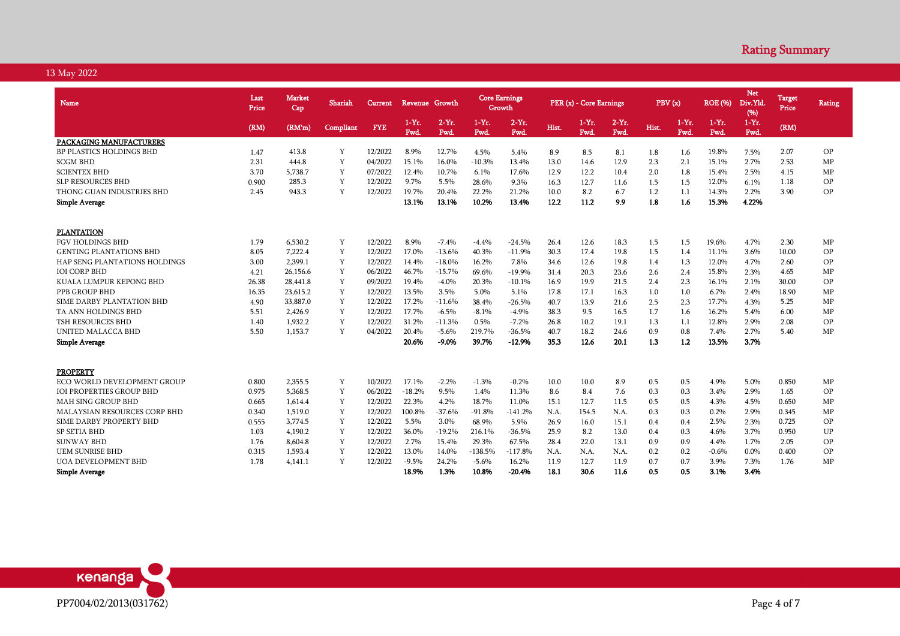## Rating Summary

13 May 2022

| Name | Last Price | Market Cap | Shariah | Current | Revenue Growth | | Core Earnings Growth | | PER (x) - Core Earnings | | | PBV (x) | | ROE (%) | Net Div.Yld. (%) | Target Price | Rating |
|---|---|---|---|---|---|---|---|---|---|---|---|---|---|---|---|---|---|
| | (RM) | (RM'm) | Compliant | FYE | 1-Yr. Fwd. | 2-Yr. Fwd. | 1-Yr. Fwd. | 2-Yr. Fwd. | Hist. | 1-Yr. Fwd. | 2-Yr. Fwd. | Hist. | 1-Yr. Fwd. | 1-Yr. Fwd. | 1-Yr. Fwd. | (RM) | |
| **PACKAGING MANUFACTURERS** | | | | | | | | | | | | | | | | | |
| BP PLASTICS HOLDINGS BHD | 1.47 | 413.8 | Y | 12/2022 | 8.9% | 12.7% | 4.5% | 5.4% | 8.9 | 8.5 | 8.1 | 1.8 | 1.6 | 19.8% | 7.5% | 2.07 | OP |
| SCGM BHD | 2.31 | 444.8 | Y | 04/2022 | 15.1% | 16.0% | -10.3% | 13.4% | 13.0 | 14.6 | 12.9 | 2.3 | 2.1 | 15.1% | 2.7% | 2.53 | MP |
| SCIENTEX BHD | 3.70 | 5,738.7 | Y | 07/2022 | 12.4% | 10.7% | 6.1% | 17.6% | 12.9 | 12.2 | 10.4 | 2.0 | 1.8 | 15.4% | 2.5% | 4.15 | MP |
| SLP RESOURCES BHD | 0.900 | 285.3 | Y | 12/2022 | 9.7% | 5.5% | 28.6% | 9.3% | 16.3 | 12.7 | 11.6 | 1.5 | 1.5 | 12.0% | 6.1% | 1.18 | OP |
| THONG GUAN INDUSTRIES BHD | 2.45 | 943.3 | Y | 12/2022 | 19.7% | 20.4% | 22.2% | 21.2% | 10.0 | 8.2 | 6.7 | 1.2 | 1.1 | 14.3% | 2.2% | 3.90 | OP |
| **Simple Average** | | | | | **13.1%** | **13.1%** | **10.2%** | **13.4%** | **12.2** | **11.2** | **9.9** | **1.8** | **1.6** | **15.3%** | **4.22%** | | |
| **PLANTATION** | | | | | | | | | | | | | | | | | |
| FGV HOLDINGS BHD | 1.79 | 6,530.2 | Y | 12/2022 | 8.9% | -7.4% | -4.4% | -24.5% | 26.4 | 12.6 | 18.3 | 1.5 | 1.5 | 19.6% | 4.7% | 2.30 | MP |
| GENTING PLANTATIONS BHD | 8.05 | 7,222.4 | Y | 12/2022 | 17.0% | -13.6% | 40.3% | -11.9% | 30.3 | 17.4 | 19.8 | 1.5 | 1.4 | 11.1% | 3.6% | 10.00 | OP |
| HAP SENG PLANTATIONS HOLDINGS | 3.00 | 2,399.1 | Y | 12/2022 | 14.4% | -18.0% | 16.2% | 7.8% | 34.6 | 12.6 | 19.8 | 1.4 | 1.3 | 12.0% | 4.7% | 2.60 | OP |
| IOI CORP BHD | 4.21 | 26,156.6 | Y | 06/2022 | 46.7% | -15.7% | 69.6% | -19.9% | 31.4 | 20.3 | 23.6 | 2.6 | 2.4 | 15.8% | 2.3% | 4.65 | MP |
| KUALA LUMPUR KEPONG BHD | 26.38 | 28,441.8 | Y | 09/2022 | 19.4% | -4.0% | 20.3% | -10.1% | 16.9 | 19.9 | 21.5 | 2.4 | 2.3 | 16.1% | 2.1% | 30.00 | OP |
| PPB GROUP BHD | 16.35 | 23,615.2 | Y | 12/2022 | 13.5% | 3.5% | 5.0% | 5.1% | 17.8 | 17.1 | 16.3 | 1.0 | 1.0 | 6.7% | 2.4% | 18.90 | MP |
| SIME DARBY PLANTATION BHD | 4.90 | 33,887.0 | Y | 12/2022 | 17.2% | -11.6% | 38.4% | -26.5% | 40.7 | 13.9 | 21.6 | 2.5 | 2.3 | 17.7% | 4.3% | 5.25 | MP |
| TA ANN HOLDINGS BHD | 5.51 | 2,426.9 | Y | 12/2022 | 17.7% | -6.5% | -8.1% | -4.9% | 38.3 | 9.5 | 16.5 | 1.7 | 1.6 | 16.2% | 5.4% | 6.00 | MP |
| TSH RESOURCES BHD | 1.40 | 1,932.2 | Y | 12/2022 | 31.2% | -11.3% | 0.5% | -7.2% | 26.8 | 10.2 | 19.1 | 1.3 | 1.1 | 12.8% | 2.9% | 2.08 | OP |
| UNITED MALACCA BHD | 5.50 | 1,153.7 | Y | 04/2022 | 20.4% | -5.6% | 219.7% | -36.5% | 40.7 | 18.2 | 24.6 | 0.9 | 0.8 | 7.4% | 2.7% | 5.40 | MP |
| **Simple Average** | | | | | **20.6%** | **-9.0%** | **39.7%** | **-12.9%** | **35.3** | **12.6** | **20.1** | **1.3** | **1.2** | **13.5%** | **3.7%** | | |
| **PROPERTY** | | | | | | | | | | | | | | | | | |
| ECO WORLD DEVELOPMENT GROUP | 0.800 | 2,355.5 | Y | 10/2022 | 17.1% | -2.2% | -1.3% | -0.2% | 10.0 | 10.0 | 8.9 | 0.5 | 0.5 | 4.9% | 5.0% | 0.850 | MP |
| IOI PROPERTIES GROUP BHD | 0.975 | 5,368.5 | Y | 06/2022 | -18.2% | 9.5% | 1.4% | 11.3% | 8.6 | 8.4 | 7.6 | 0.3 | 0.3 | 3.4% | 2.9% | 1.65 | OP |
| MAH SING GROUP BHD | 0.665 | 1,614.4 | Y | 12/2022 | 22.3% | 4.2% | 18.7% | 11.0% | 15.1 | 12.7 | 11.5 | 0.5 | 0.5 | 4.3% | 4.5% | 0.650 | MP |
| MALAYSIAN RESOURCES CORP BHD | 0.340 | 1,519.0 | Y | 12/2022 | 100.8% | -37.6% | -91.8% | -141.2% | N.A. | 154.5 | N.A. | 0.3 | 0.3 | 0.2% | 2.9% | 0.345 | MP |
| SIME DARBY PROPERTY BHD | 0.555 | 3,774.5 | Y | 12/2022 | 5.5% | 3.0% | 68.9% | 5.9% | 26.9 | 16.0 | 15.1 | 0.4 | 0.4 | 2.5% | 2.3% | 0.725 | OP |
| SP SETIA BHD | 1.03 | 4,190.2 | Y | 12/2022 | 36.0% | -19.2% | 216.1% | -36.5% | 25.9 | 8.2 | 13.0 | 0.4 | 0.3 | 4.6% | 3.7% | 0.950 | UP |
| SUNWAY BHD | 1.76 | 8,604.8 | Y | 12/2022 | 2.7% | 15.4% | 29.3% | 67.5% | 28.4 | 22.0 | 13.1 | 0.9 | 0.9 | 4.4% | 1.7% | 2.05 | OP |
| UEM SUNRISE BHD | 0.315 | 1,593.4 | Y | 12/2022 | 13.0% | 14.0% | -138.5% | -117.8% | N.A. | N.A. | N.A. | 0.2 | 0.2 | -0.6% | 0.0% | 0.400 | OP |
| UOA DEVELOPMENT BHD | 1.78 | 4,141.1 | Y | 12/2022 | -9.5% | 24.2% | -5.6% | 16.2% | 11.9 | 12.7 | 11.9 | 0.7 | 0.7 | 3.9% | 7.3% | 1.76 | MP |
| **Simple Average** | | | | | **18.9%** | **1.3%** | **10.8%** | **-20.4%** | **18.1** | **30.6** | **11.6** | **0.5** | **0.5** | **3.1%** | **3.4%** | | |

PP7004/02/2013(031762)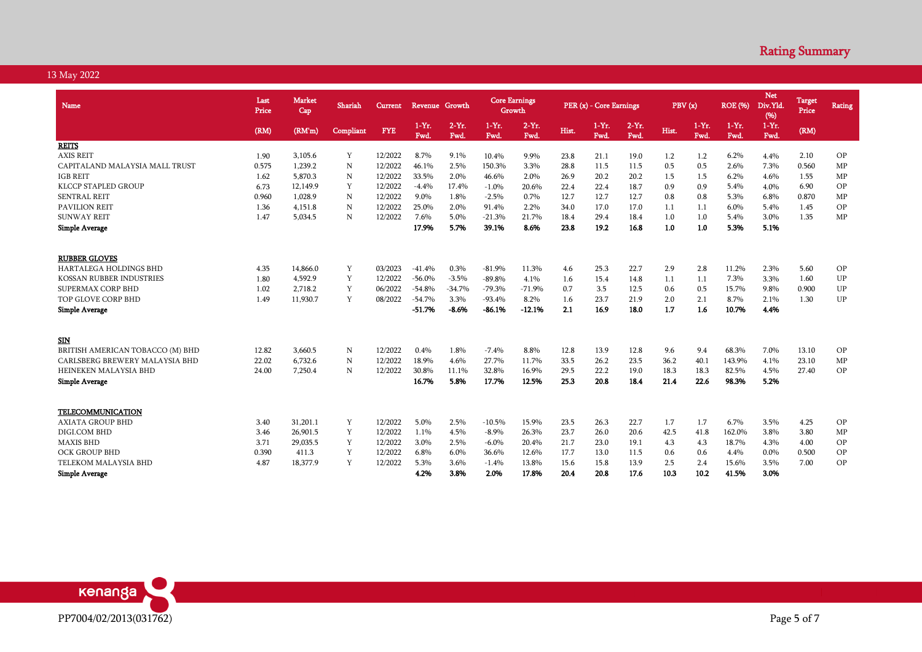# Rating Summary

13 May 2022

| Name | Last Price | Market Cap | Shariah | Current | Revenue Growth | | Core Earnings Growth | | PER (x) - Core Earnings | | | PBV (x) | | ROE (%) | Net Div.Yld. (%) | Target Price | Rating |
|---|---|---|---|---|---|---|---|---|---|---|---|---|---|---|---|---|---|
| | (RM) | (RM'm) | Compliant | FYE | 1-Yr. Fwd. | 2-Yr. Fwd. | 1-Yr. Fwd. | 2-Yr. Fwd. | Hist. | 1-Yr. Fwd. | 2-Yr. Fwd. | Hist. | 1-Yr. Fwd. | 1-Yr. Fwd. | 1-Yr. Fwd. | (RM) | |
| **REITS** | | | | | | | | | | | | | | | | | |
| AXIS REIT | 1.90 | 3,105.6 | Y | 12/2022 | 8.7% | 9.1% | 10.4% | 9.9% | 23.8 | 21.1 | 19.0 | 1.2 | 1.2 | 6.2% | 4.4% | 2.10 | OP |
| CAPITALAND MALAYSIA MALL TRUST | 0.575 | 1,239.2 | N | 12/2022 | 46.1% | 2.5% | 150.3% | 3.3% | 28.8 | 11.5 | 11.5 | 0.5 | 0.5 | 2.6% | 7.3% | 0.560 | MP |
| IGB REIT | 1.62 | 5,870.3 | N | 12/2022 | 33.5% | 2.0% | 46.6% | 2.0% | 26.9 | 20.2 | 20.2 | 1.5 | 1.5 | 6.2% | 4.6% | 1.55 | MP |
| KLCCP STAPLED GROUP | 6.73 | 12,149.9 | Y | 12/2022 | -4.4% | 17.4% | -1.0% | 20.6% | 22.4 | 22.4 | 18.7 | 0.9 | 0.9 | 5.4% | 4.0% | 6.90 | OP |
| SENTRAL REIT | 0.960 | 1,028.9 | N | 12/2022 | 9.0% | 1.8% | -2.5% | 0.7% | 12.7 | 12.7 | 12.7 | 0.8 | 0.8 | 5.3% | 6.8% | 0.870 | MP |
| PAVILION REIT | 1.36 | 4,151.8 | N | 12/2022 | 25.0% | 2.0% | 91.4% | 2.2% | 34.0 | 17.0 | 17.0 | 1.1 | 1.1 | 6.0% | 5.4% | 1.45 | OP |
| SUNWAY REIT | 1.47 | 5,034.5 | N | 12/2022 | 7.6% | 5.0% | -21.3% | 21.7% | 18.4 | 29.4 | 18.4 | 1.0 | 1.0 | 5.4% | 3.0% | 1.35 | MP |
| **Simple Average** | | | | | **17.9%** | **5.7%** | **39.1%** | **8.6%** | **23.8** | **19.2** | **16.8** | **1.0** | **1.0** | **5.3%** | **5.1%** | | |
| **RUBBER GLOVES** | | | | | | | | | | | | | | | | | |
| HARTALEGA HOLDINGS BHD | 4.35 | 14,866.0 | Y | 03/2023 | -41.4% | 0.3% | -81.9% | 11.3% | 4.6 | 25.3 | 22.7 | 2.9 | 2.8 | 11.2% | 2.3% | 5.60 | OP |
| KOSSAN RUBBER INDUSTRIES | 1.80 | 4,592.9 | Y | 12/2022 | -56.0% | -3.5% | -89.8% | 4.1% | 1.6 | 15.4 | 14.8 | 1.1 | 1.1 | 7.3% | 3.3% | 1.60 | UP |
| SUPERMAX CORP BHD | 1.02 | 2,718.2 | Y | 06/2022 | -54.8% | -34.7% | -79.3% | -71.9% | 0.7 | 3.5 | 12.5 | 0.6 | 0.5 | 15.7% | 9.8% | 0.900 | UP |
| TOP GLOVE CORP BHD | 1.49 | 11,930.7 | Y | 08/2022 | -54.7% | 3.3% | -93.4% | 8.2% | 1.6 | 23.7 | 21.9 | 2.0 | 2.1 | 8.7% | 2.1% | 1.30 | UP |
| **Simple Average** | | | | | **-51.7%** | **-8.6%** | **-86.1%** | **-12.1%** | **2.1** | **16.9** | **18.0** | **1.7** | **1.6** | **10.7%** | **4.4%** | | |
| **SIN** | | | | | | | | | | | | | | | | | |
| BRITISH AMERICAN TOBACCO (M) BHD | 12.82 | 3,660.5 | N | 12/2022 | 0.4% | 1.8% | -7.4% | 8.8% | 12.8 | 13.9 | 12.8 | 9.6 | 9.4 | 68.3% | 7.0% | 13.10 | OP |
| CARLSBERG BREWERY MALAYSIA BHD | 22.02 | 6,732.6 | N | 12/2022 | 18.9% | 4.6% | 27.7% | 11.7% | 33.5 | 26.2 | 23.5 | 36.2 | 40.1 | 143.9% | 4.1% | 23.10 | MP |
| HEINEKEN MALAYSIA BHD | 24.00 | 7,250.4 | N | 12/2022 | 30.8% | 11.1% | 32.8% | 16.9% | 29.5 | 22.2 | 19.0 | 18.3 | 18.3 | 82.5% | 4.5% | 27.40 | OP |
| **Simple Average** | | | | | **16.7%** | **5.8%** | **17.7%** | **12.5%** | **25.3** | **20.8** | **18.4** | **21.4** | **22.6** | **98.3%** | **5.2%** | | |
| **TELECOMMUNICATION** | | | | | | | | | | | | | | | | | |
| AXIATA GROUP BHD | 3.40 | 31,201.1 | Y | 12/2022 | 5.0% | 2.5% | -10.5% | 15.9% | 23.5 | 26.3 | 22.7 | 1.7 | 1.7 | 6.7% | 3.5% | 4.25 | OP |
| DIGI.COM BHD | 3.46 | 26,901.5 | Y | 12/2022 | 1.1% | 4.5% | -8.9% | 26.3% | 23.7 | 26.0 | 20.6 | 42.5 | 41.8 | 162.0% | 3.8% | 3.80 | MP |
| MAXIS BHD | 3.71 | 29,035.5 | Y | 12/2022 | 3.0% | 2.5% | -6.0% | 20.4% | 21.7 | 23.0 | 19.1 | 4.3 | 4.3 | 18.7% | 4.3% | 4.00 | OP |
| OCK GROUP BHD | 0.390 | 411.3 | Y | 12/2022 | 6.8% | 6.0% | 36.6% | 12.6% | 17.7 | 13.0 | 11.5 | 0.6 | 0.6 | 4.4% | 0.0% | 0.500 | OP |
| TELEKOM MALAYSIA BHD | 4.87 | 18,377.9 | Y | 12/2022 | 5.3% | 3.6% | -1.4% | 13.8% | 15.6 | 15.8 | 13.9 | 2.5 | 2.4 | 15.6% | 3.5% | 7.00 | OP |
| **Simple Average** | | | | | **4.2%** | **3.8%** | **2.0%** | **17.8%** | **20.4** | **20.8** | **17.6** | **10.3** | **10.2** | **41.5%** | **3.0%** | | |

PP7004/02/2013(031762)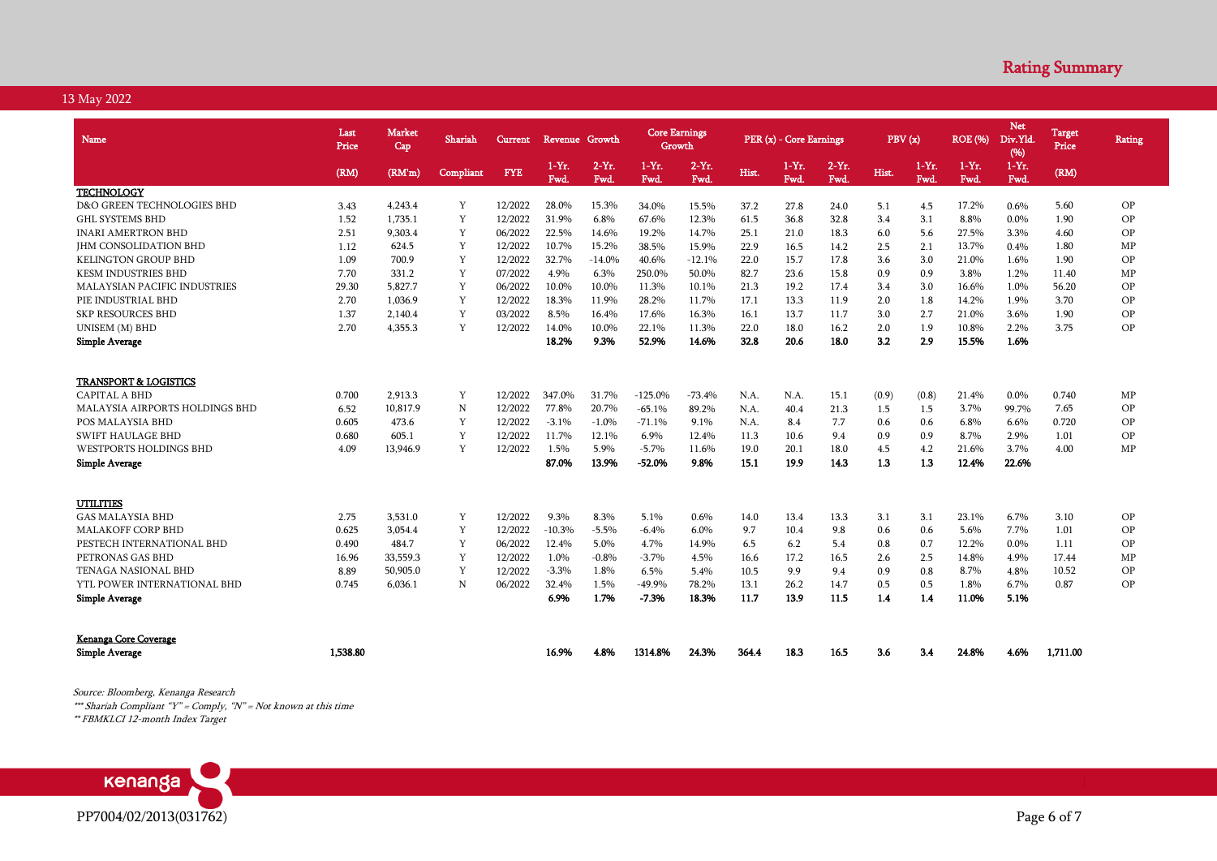## Rating Summary

13 May 2022

| Name | Last Price | Market Cap | Shariah | Current | Revenue Growth | | Core Earnings Growth | | PER (x) - Core Earnings | | | PBV (x) | | ROE (%) | Net Div.Yld. (%) | Target Price | Rating |
|---|---|---|---|---|---|---|---|---|---|---|---|---|---|---|---|---|---|
| | (RM) | (RM'm) | Compliant | FYE | 1-Yr. Fwd. | 2-Yr. Fwd. | 1-Yr. Fwd. | 2-Yr. Fwd. | Hist. | 1-Yr. Fwd. | 2-Yr. Fwd. | Hist. | 1-Yr. Fwd. | 1-Yr. Fwd. | 1-Yr. Fwd. | (RM) | |
| **TECHNOLOGY** | | | | | | | | | | | | | | | | | |
| D&O GREEN TECHNOLOGIES BHD | 3.43 | 4,243.4 | Y | 12/2022 | 28.0% | 15.3% | 34.0% | 15.5% | 37.2 | 27.8 | 24.0 | 5.1 | 4.5 | 17.2% | 0.6% | 5.60 | OP |
| GHL SYSTEMS BHD | 1.52 | 1,735.1 | Y | 12/2022 | 31.9% | 6.8% | 67.6% | 12.3% | 61.5 | 36.8 | 32.8 | 3.4 | 3.1 | 8.8% | 0.0% | 1.90 | OP |
| INARI AMERTRON BHD | 2.51 | 9,303.4 | Y | 06/2022 | 22.5% | 14.6% | 19.2% | 14.7% | 25.1 | 21.0 | 18.3 | 6.0 | 5.6 | 27.5% | 3.3% | 4.60 | OP |
| JHM CONSOLIDATION BHD | 1.12 | 624.5 | Y | 12/2022 | 10.7% | 15.2% | 38.5% | 15.9% | 22.9 | 16.5 | 14.2 | 2.5 | 2.1 | 13.7% | 0.4% | 1.80 | MP |
| KELINGTON GROUP BHD | 1.09 | 700.9 | Y | 12/2022 | 32.7% | -14.0% | 40.6% | -12.1% | 22.0 | 15.7 | 17.8 | 3.6 | 3.0 | 21.0% | 1.6% | 1.90 | OP |
| KESM INDUSTRIES BHD | 7.70 | 331.2 | Y | 07/2022 | 4.9% | 6.3% | 250.0% | 50.0% | 82.7 | 23.6 | 15.8 | 0.9 | 0.9 | 3.8% | 1.2% | 11.40 | MP |
| MALAYSIAN PACIFIC INDUSTRIES | 29.30 | 5,827.7 | Y | 06/2022 | 10.0% | 10.0% | 11.3% | 10.1% | 21.3 | 19.2 | 17.4 | 3.4 | 3.0 | 16.6% | 1.0% | 56.20 | OP |
| PIE INDUSTRIAL BHD | 2.70 | 1,036.9 | Y | 12/2022 | 18.3% | 11.9% | 28.2% | 11.7% | 17.1 | 13.3 | 11.9 | 2.0 | 1.8 | 14.2% | 1.9% | 3.70 | OP |
| SKP RESOURCES BHD | 1.37 | 2,140.4 | Y | 03/2022 | 8.5% | 16.4% | 17.6% | 16.3% | 16.1 | 13.7 | 11.7 | 3.0 | 2.7 | 21.0% | 3.6% | 1.90 | OP |
| UNISEM (M) BHD | 2.70 | 4,355.3 | Y | 12/2022 | 14.0% | 10.0% | 22.1% | 11.3% | 22.0 | 18.0 | 16.2 | 2.0 | 1.9 | 10.8% | 2.2% | 3.75 | OP |
| **Simple Average** | | | | | **18.2%** | **9.3%** | **52.9%** | **14.6%** | **32.8** | **20.6** | **18.0** | **3.2** | **2.9** | **15.5%** | **1.6%** | | |
| **TRANSPORT & LOGISTICS** | | | | | | | | | | | | | | | | | |
| CAPITAL A BHD | 0.700 | 2,913.3 | Y | 12/2022 | 347.0% | 31.7% | -125.0% | -73.4% | N.A. | N.A. | 15.1 | (0.9) | (0.8) | 21.4% | 0.0% | 0.740 | MP |
| MALAYSIA AIRPORTS HOLDINGS BHD | 6.52 | 10,817.9 | N | 12/2022 | 77.8% | 20.7% | -65.1% | 89.2% | N.A. | 40.4 | 21.3 | 1.5 | 1.5 | 3.7% | 99.7% | 7.65 | OP |
| POS MALAYSIA BHD | 0.605 | 473.6 | Y | 12/2022 | -3.1% | -1.0% | -71.1% | 9.1% | N.A. | 8.4 | 7.7 | 0.6 | 0.6 | 6.8% | 6.6% | 0.720 | OP |
| SWIFT HAULAGE BHD | 0.680 | 605.1 | Y | 12/2022 | 11.7% | 12.1% | 6.9% | 12.4% | 11.3 | 10.6 | 9.4 | 0.9 | 0.9 | 8.7% | 2.9% | 1.01 | OP |
| WESTPORTS HOLDINGS BHD | 4.09 | 13,946.9 | Y | 12/2022 | 1.5% | 5.9% | -5.7% | 11.6% | 19.0 | 20.1 | 18.0 | 4.5 | 4.2 | 21.6% | 3.7% | 4.00 | MP |
| **Simple Average** | | | | | **87.0%** | **13.9%** | **-52.0%** | **9.8%** | **15.1** | **19.9** | **14.3** | **1.3** | **1.3** | **12.4%** | **22.6%** | | |
| **UTILITIES** | | | | | | | | | | | | | | | | | |
| GAS MALAYSIA BHD | 2.75 | 3,531.0 | Y | 12/2022 | 9.3% | 8.3% | 5.1% | 0.6% | 14.0 | 13.4 | 13.3 | 3.1 | 3.1 | 23.1% | 6.7% | 3.10 | OP |
| MALAKOFF CORP BHD | 0.625 | 3,054.4 | Y | 12/2022 | -10.3% | -5.5% | -6.4% | 6.0% | 9.7 | 10.4 | 9.8 | 0.6 | 0.6 | 5.6% | 7.7% | 1.01 | OP |
| PESTECH INTERNATIONAL BHD | 0.490 | 484.7 | Y | 06/2022 | 12.4% | 5.0% | 4.7% | 14.9% | 6.5 | 6.2 | 5.4 | 0.8 | 0.7 | 12.2% | 0.0% | 1.11 | OP |
| PETRONAS GAS BHD | 16.96 | 33,559.3 | Y | 12/2022 | 1.0% | -0.8% | -3.7% | 4.5% | 16.6 | 17.2 | 16.5 | 2.6 | 2.5 | 14.8% | 4.9% | 17.44 | MP |
| TENAGA NASIONAL BHD | 8.89 | 50,905.0 | Y | 12/2022 | -3.3% | 1.8% | 6.5% | 5.4% | 10.5 | 9.9 | 9.4 | 0.9 | 0.8 | 8.7% | 4.8% | 10.52 | OP |
| YTL POWER INTERNATIONAL BHD | 0.745 | 6,036.1 | N | 06/2022 | 32.4% | 1.5% | -49.9% | 78.2% | 13.1 | 26.2 | 14.7 | 0.5 | 0.5 | 1.8% | 6.7% | 0.87 | OP |
| **Simple Average** | | | | | **6.9%** | **1.7%** | **-7.3%** | **18.3%** | **11.7** | **13.9** | **11.5** | **1.4** | **1.4** | **11.0%** | **5.1%** | | |
| **Kenanga Core Coverage** | | | | | | | | | | | | | | | | | |
| **Simple Average** | **1,538.80** | | | | **16.9%** | **4.8%** | **1314.8%** | **24.3%** | **364.4** | **18.3** | **16.5** | **3.6** | **3.4** | **24.8%** | **4.6%** | **1,711.00** | |

*Source: Bloomberg, Kenanga Research*

*\*\*\* Shariah Compliant "Y" = Comply, "N" = Not known at this time*

*\*\* FBMKLCI 12-month Index Target*

PP7004/02/2013(031762)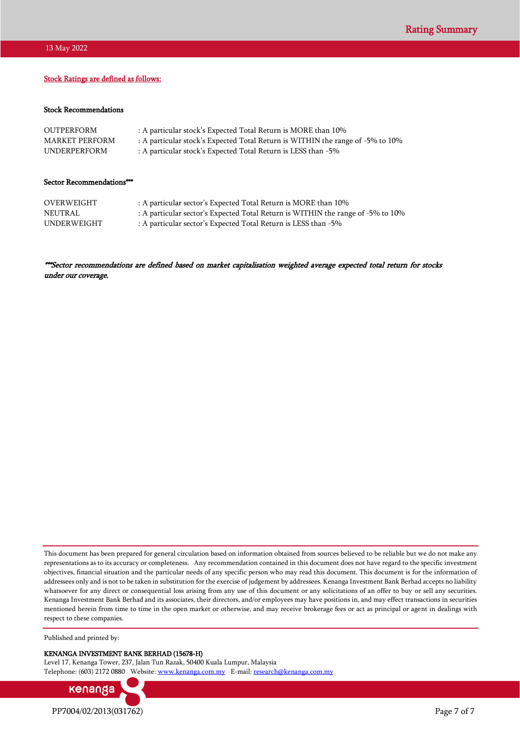**Stock Ratings are defined as follows:**

**Stock Recommendations**

| | |
|---|---|
| OUTPERFORM | : A particular stock's Expected Total Return is MORE than 10% |
| MARKET PERFORM | : A particular stock's Expected Total Return is WITHIN the range of -5% to 10% |
| UNDERPERFORM | : A particular stock's Expected Total Return is LESS than -5% |

**Sector Recommendations*****

| | |
|---|---|
| OVERWEIGHT | : A particular sector's Expected Total Return is MORE than 10% |
| NEUTRAL | : A particular sector's Expected Total Return is WITHIN the range of -5% to 10% |
| UNDERWEIGHT | : A particular sector's Expected Total Return is LESS than -5% |

****Sector recommendations are defined based on market capitalisation weighted average expected total return for stocks under our coverage.*

This document has been prepared for general circulation based on information obtained from sources believed to be reliable but we do not make any representations as to its accuracy or completeness. Any recommendation contained in this document does not have regard to the specific investment objectives, financial situation and the particular needs of any specific person who may read this document. This document is for the information of addressees only and is not to be taken in substitution for the exercise of judgement by addressees. Kenanga Investment Bank Berhad accepts no liability whatsoever for any direct or consequential loss arising from any use of this document or any solicitations of an offer to buy or sell any securities. Kenanga Investment Bank Berhad and its associates, their directors, and/or employees may have positions in, and may effect transactions in securities mentioned herein from time to time in the open market or otherwise, and may receive brokerage fees or act as principal or agent in dealings with respect to these companies.

Published and printed by:

**KENANGA INVESTMENT BANK BERHAD (15678-H)**
Level 17, Kenanga Tower, 237, Jalan Tun Razak, 50400 Kuala Lumpur, Malaysia
Telephone: (603) 2172 0880 Website: www.kenanga.com.my E-mail: research@kenanga.com.my

PP7004/02/2013(031762)